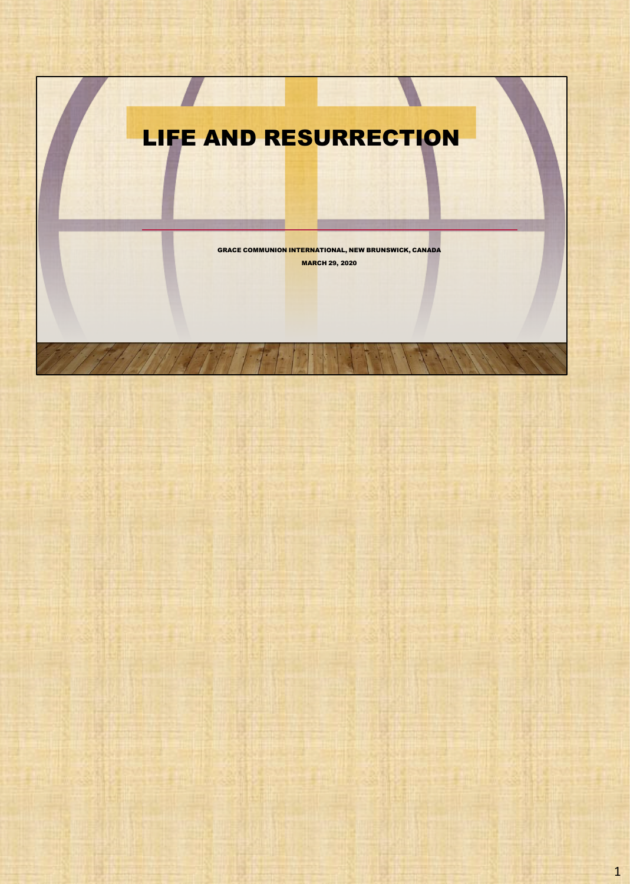# LIFE AND RESURRECTION

GRACE COMMUNION INTERNATIONAL, NEW BRUNSWICK, CANADA

MARCH 29, 2020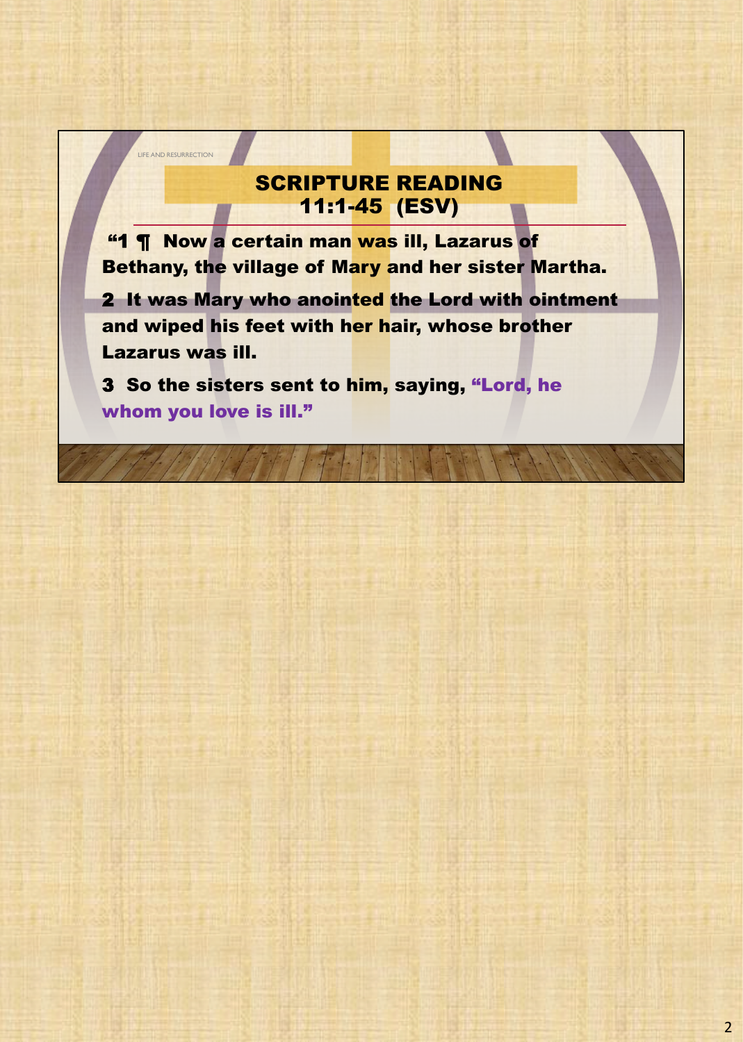LIFE AND RESURRECTION

## SCRIPTURE READING
## 11:1-45 (ESV)

**"1 ¶ Now a certain man was ill, Lazarus of Bethany, the village of Mary and her sister Martha.**

**2 It was Mary who anointed the Lord with ointment and wiped his feet with her hair, whose brother Lazarus was ill.**

**3 So the sisters sent to him, saying, "Lord, he whom you love is ill."**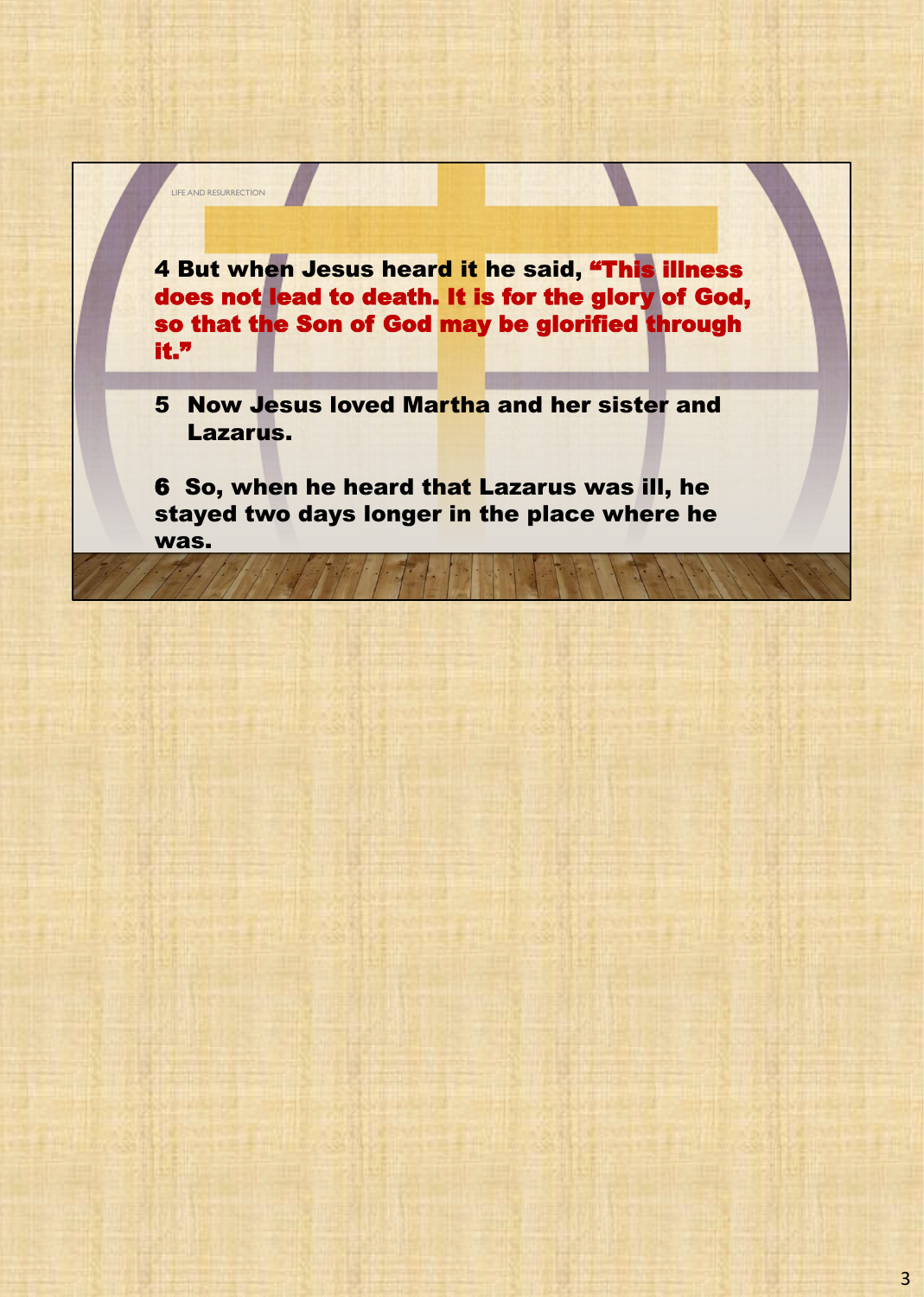LIFE AND RESURRECTION

4 But when Jesus heard it he said, **“This illness does not lead to death. It is for the glory of God, so that the Son of God may be glorified through it.”**

5 Now Jesus loved Martha and her sister and Lazarus.

6 So, when he heard that Lazarus was ill, he stayed two days longer in the place where he was.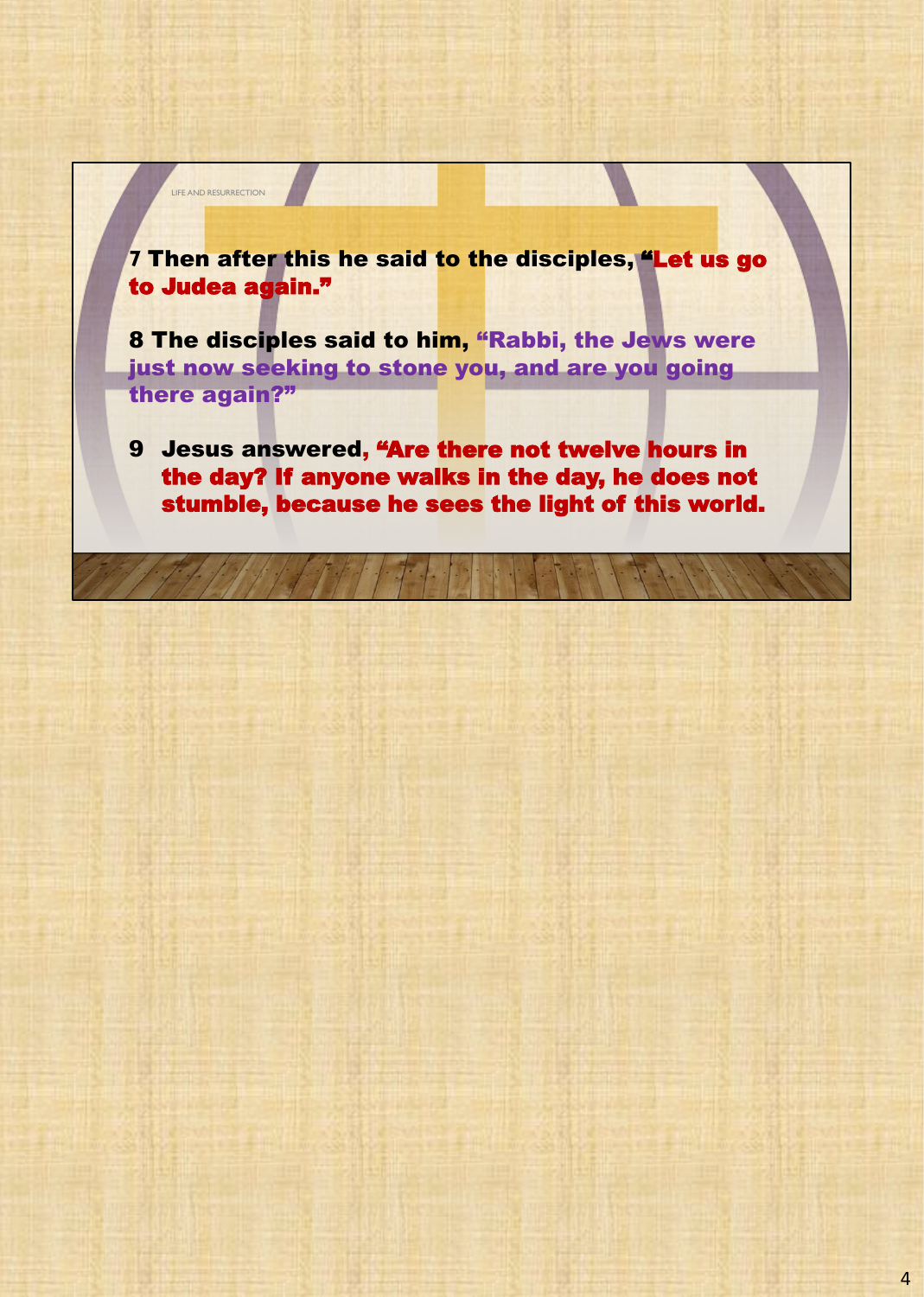LIFE AND RESURRECTION

7 Then after this he said to the disciples, "Let us go to Judea again."

8 The disciples said to him, "Rabbi, the Jews were just now seeking to stone you, and are you going there again?"

9 Jesus answered, "Are there not twelve hours in the day? If anyone walks in the day, he does not stumble, because he sees the light of this world.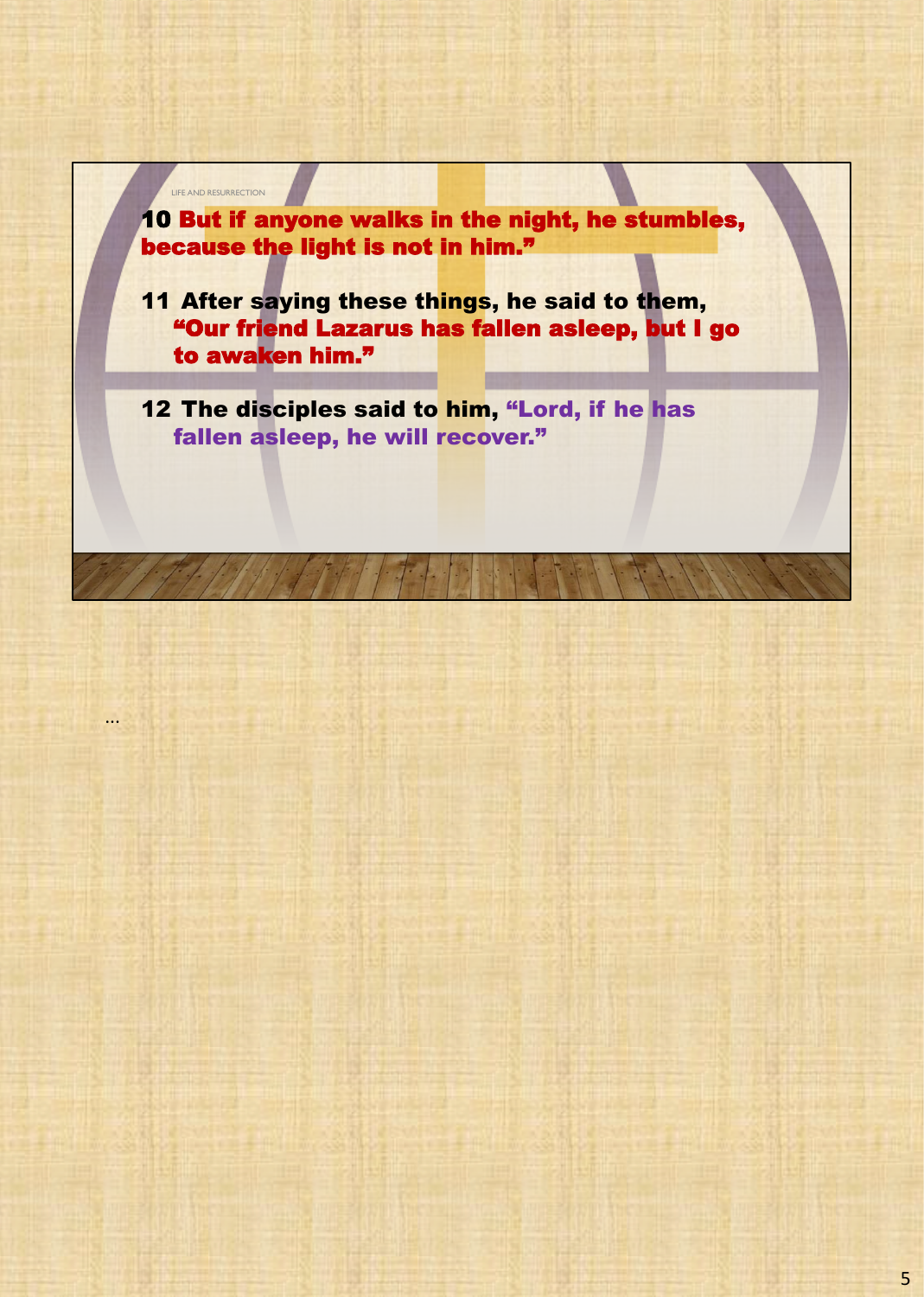LIFE AND RESURRECTION

10 But if anyone walks in the night, he stumbles, because the light is not in him."

11 After saying these things, he said to them, "Our friend Lazarus has fallen asleep, but I go to awaken him."

12 The disciples said to him, "Lord, if he has fallen asleep, he will recover."

…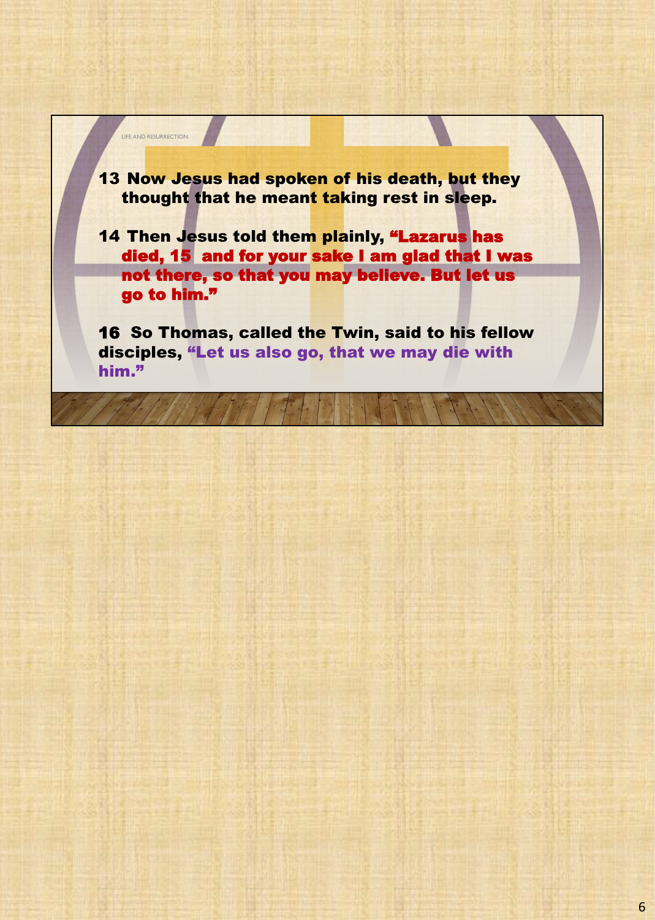LIFE AND RESURRECTION

**13 Now Jesus had spoken of his death, but they thought that he meant taking rest in sleep.**

**14 Then Jesus told them plainly, "Lazarus has died, 15 and for your sake I am glad that I was not there, so that you may believe. But let us go to him."**

**16 So Thomas, called the Twin, said to his fellow disciples, "Let us also go, that we may die with him."**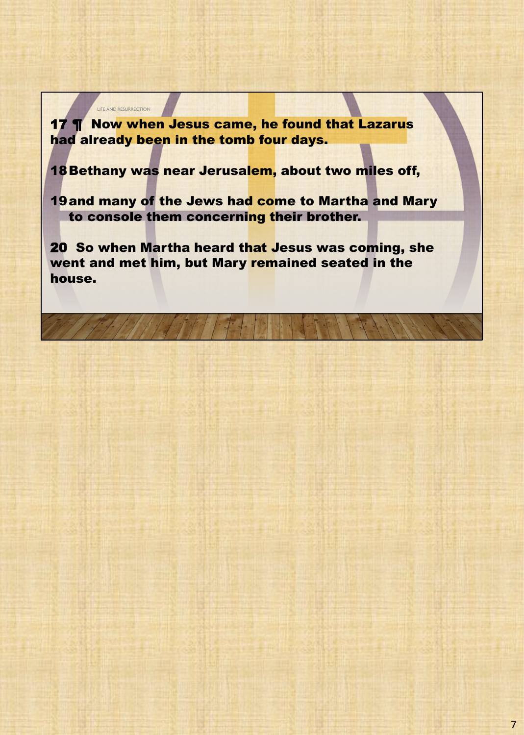LIFE AND RESURRECTION

**17 ¶ Now when Jesus came, he found that Lazarus had already been in the tomb four days.**

**18 Bethany was near Jerusalem, about two miles off,**

**19 and many of the Jews had come to Martha and Mary to console them concerning their brother.**

**20 So when Martha heard that Jesus was coming, she went and met him, but Mary remained seated in the house.**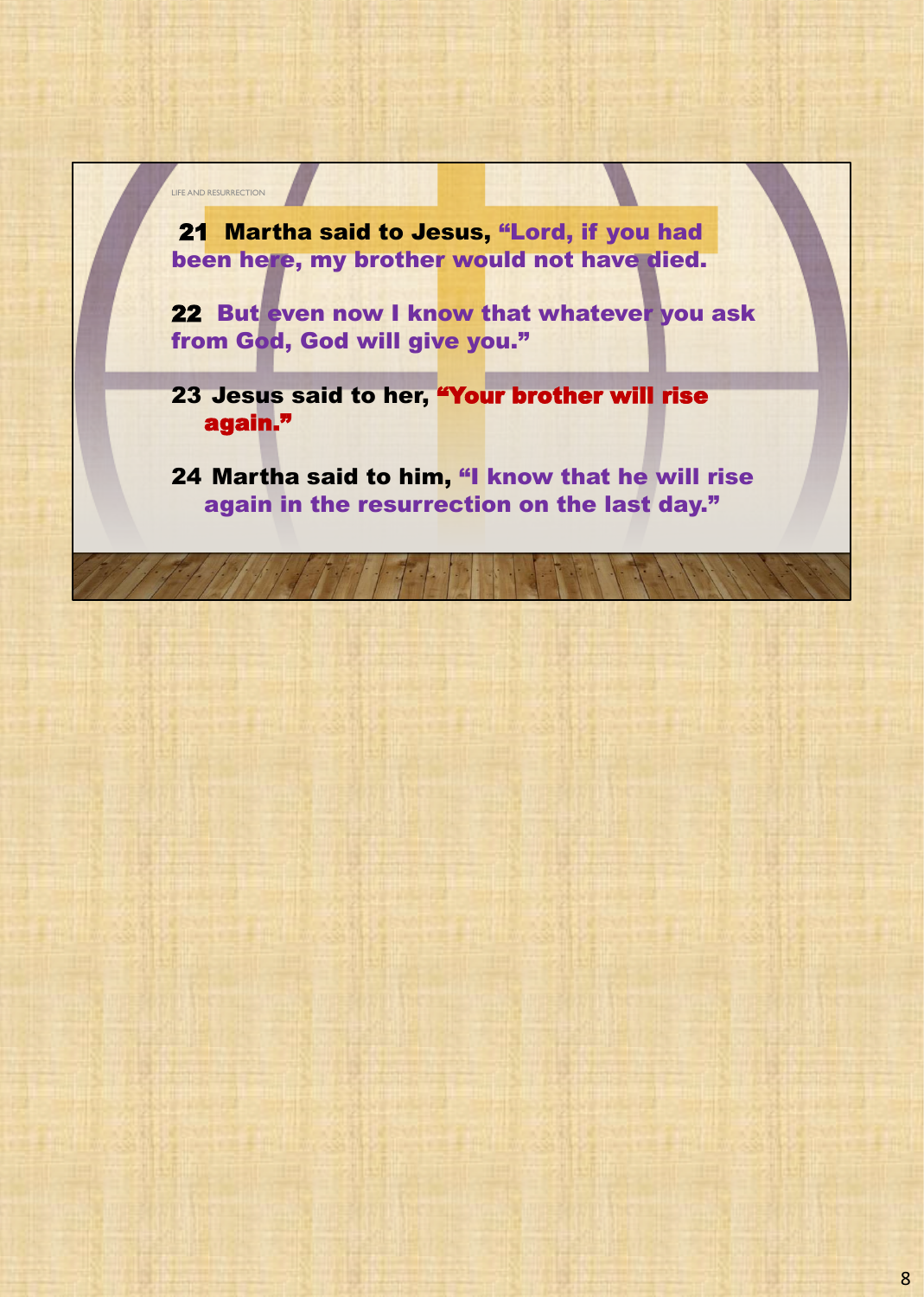LIFE AND RESURRECTION

**21 Martha said to Jesus, "Lord, if you had been here, my brother would not have died.**

**22 But even now I know that whatever you ask from God, God will give you."**

**23 Jesus said to her, "Your brother will rise again."**

**24 Martha said to him, "I know that he will rise again in the resurrection on the last day."**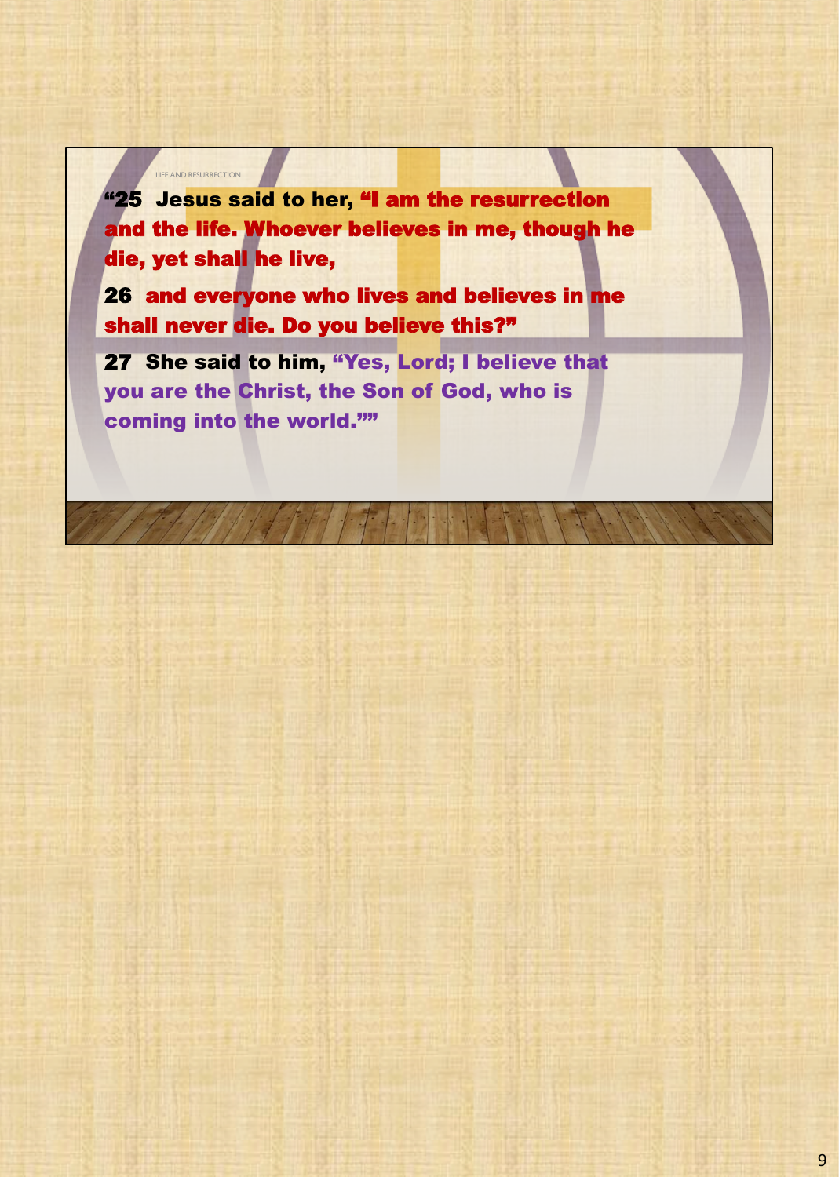LIFE AND RESURRECTION

“25 Jesus said to her, **“I am the resurrection and the life. Whoever believes in me, though he die, yet shall he live,**

**26 and everyone who lives and believes in me shall never die. Do you believe this?”**

**27 She said to him, “Yes, Lord; I believe that you are the Christ, the Son of God, who is coming into the world.””**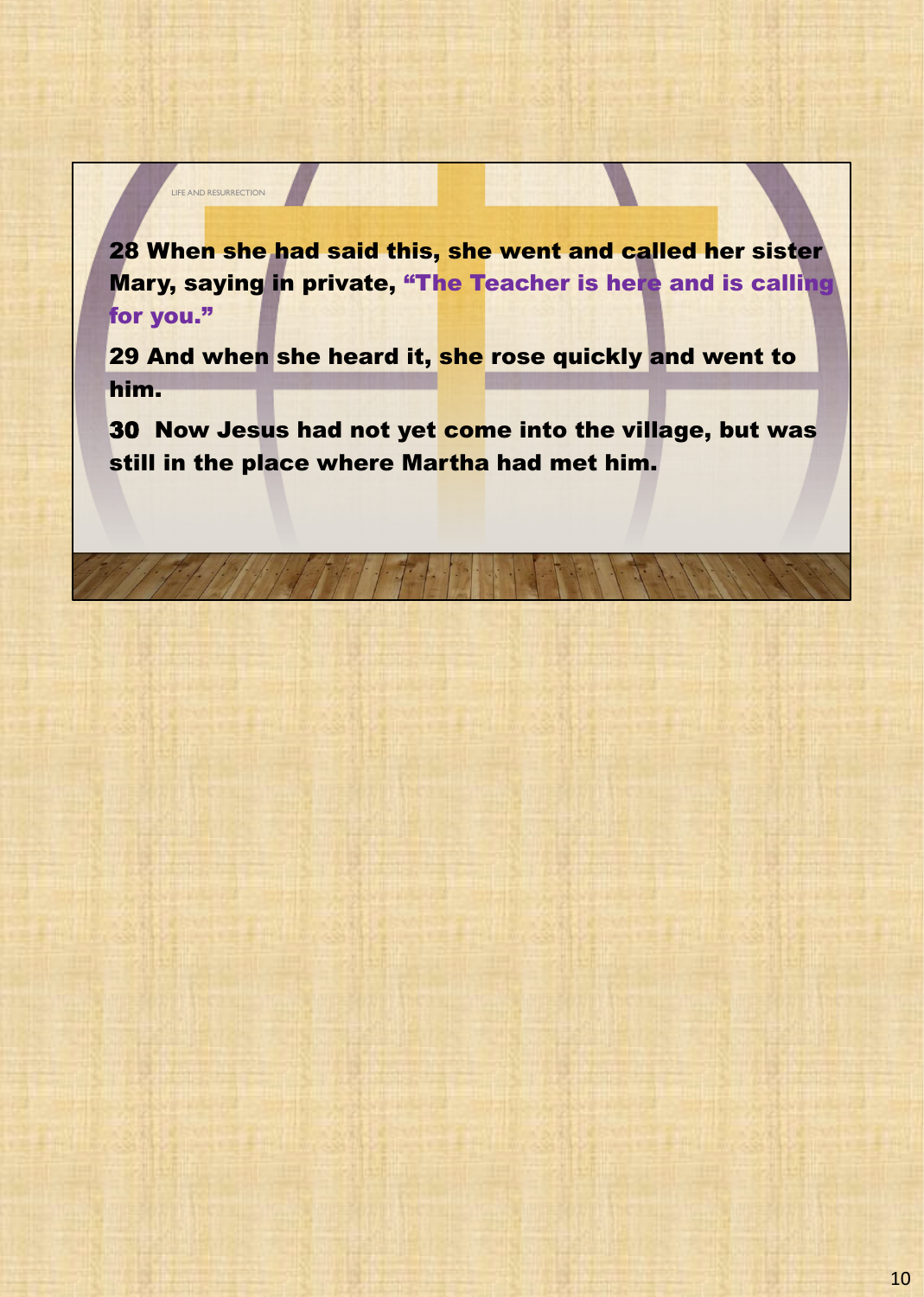LIFE AND RESURRECTION

**28 When she had said this, she went and called her sister Mary, saying in private, "The Teacher is here and is calling for you."**

**29 And when she heard it, she rose quickly and went to him.**

**30 Now Jesus had not yet come into the village, but was still in the place where Martha had met him.**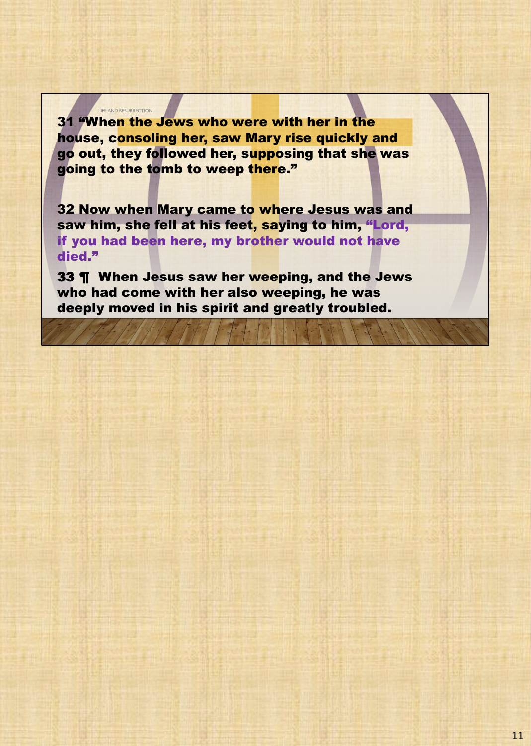LIFE AND RESURRECTION

**31 "When the Jews who were with her in the house, consoling her, saw Mary rise quickly and go out, they followed her, supposing that she was going to the tomb to weep there."**

**32 Now when Mary came to where Jesus was and saw him, she fell at his feet, saying to him, "Lord, if you had been here, my brother would not have died."**

**33 ¶ When Jesus saw her weeping, and the Jews who had come with her also weeping, he was deeply moved in his spirit and greatly troubled.**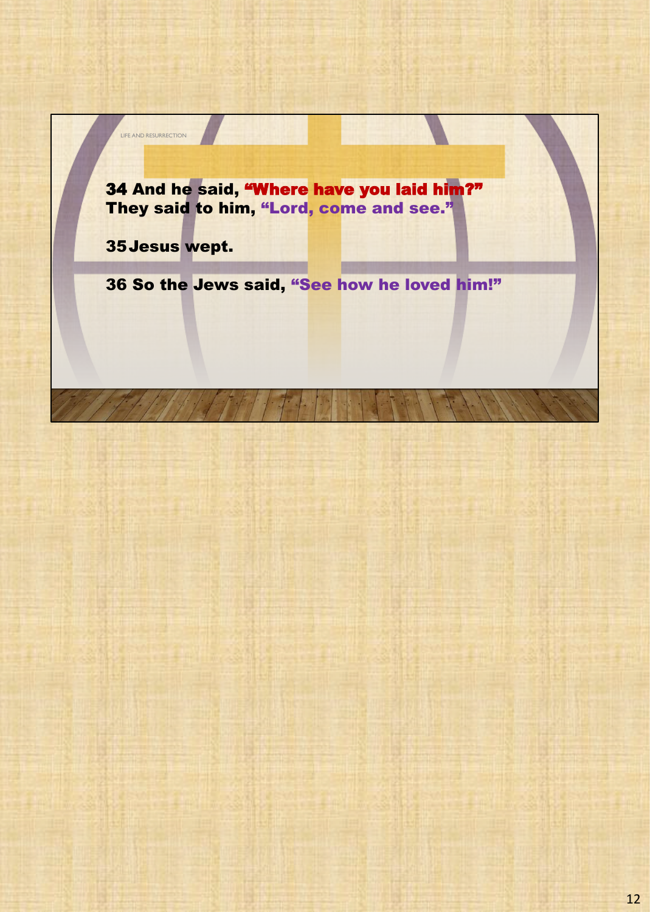LIFE AND RESURRECTION

**34 And he said, "Where have you laid him?" They said to him, "Lord, come and see."**

**35 Jesus wept.**

**36 So the Jews said, "See how he loved him!"**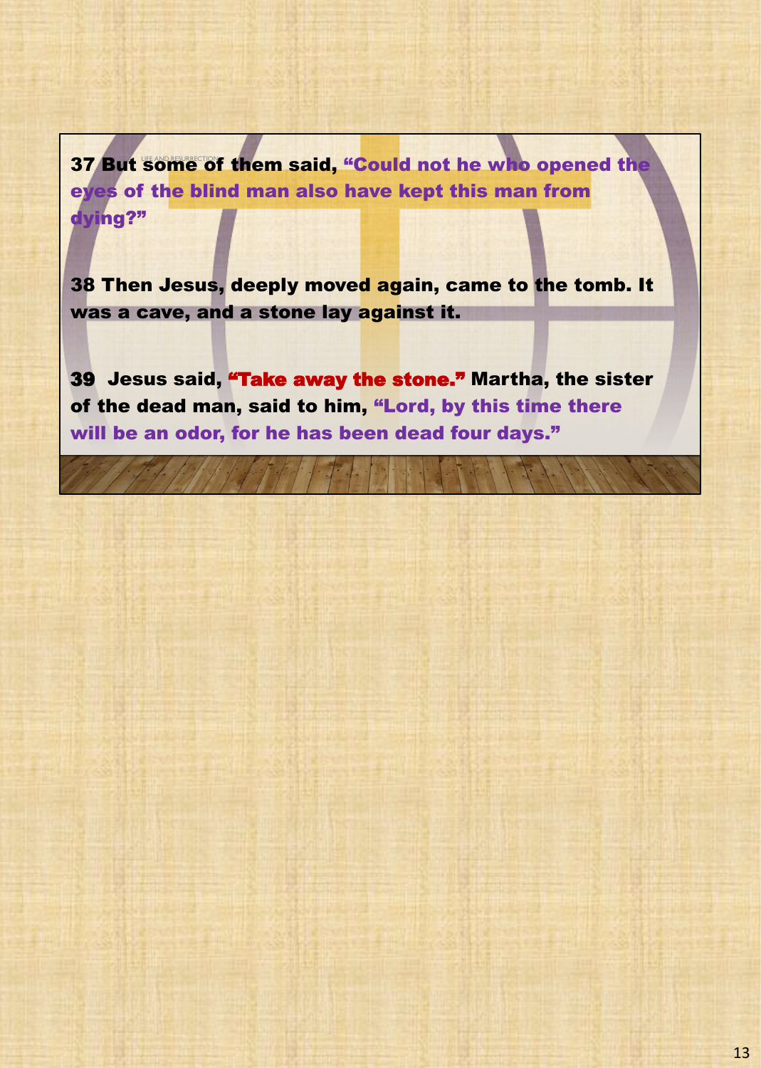**37 But some of them said, "Could not he who opened the eyes of the blind man also have kept this man from dying?"**

**38 Then Jesus, deeply moved again, came to the tomb. It was a cave, and a stone lay against it.**

**39 Jesus said, "Take away the stone." Martha, the sister of the dead man, said to him, "Lord, by this time there will be an odor, for he has been dead four days."**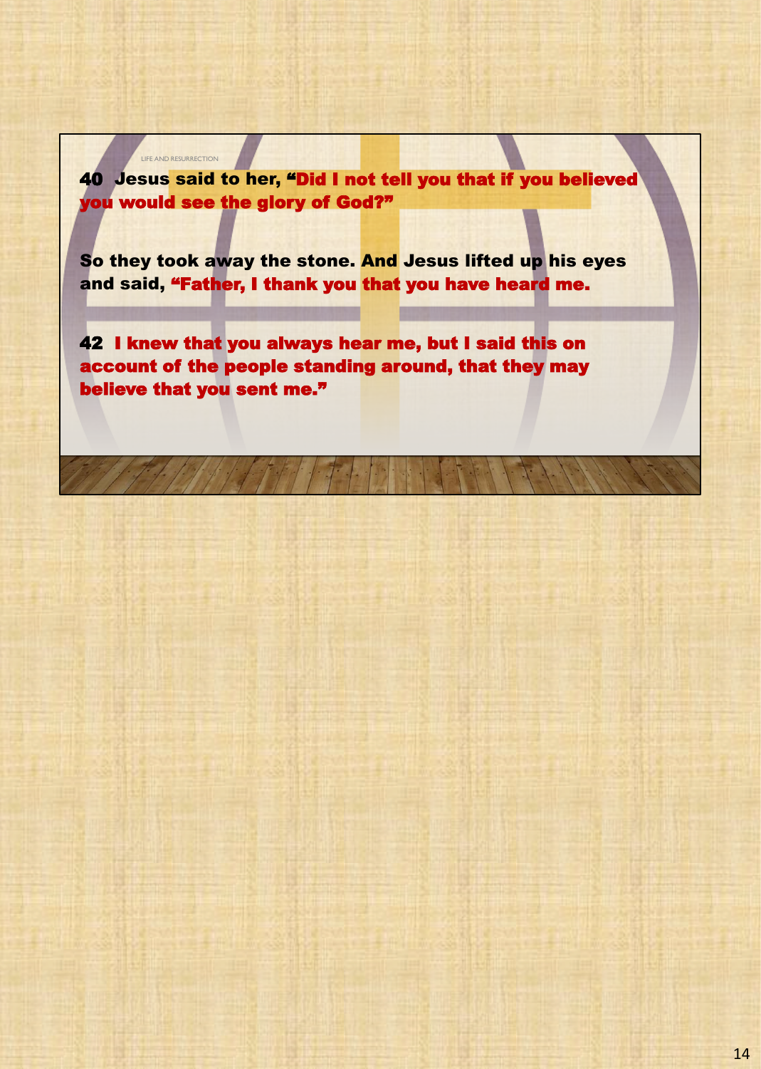LIFE AND RESURRECTION

**40 Jesus said to her, "Did I not tell you that if you believed you would see the glory of God?"**

**So they took away the stone. And Jesus lifted up his eyes and said, "Father, I thank you that you have heard me.**

**42 I knew that you always hear me, but I said this on account of the people standing around, that they may believe that you sent me."**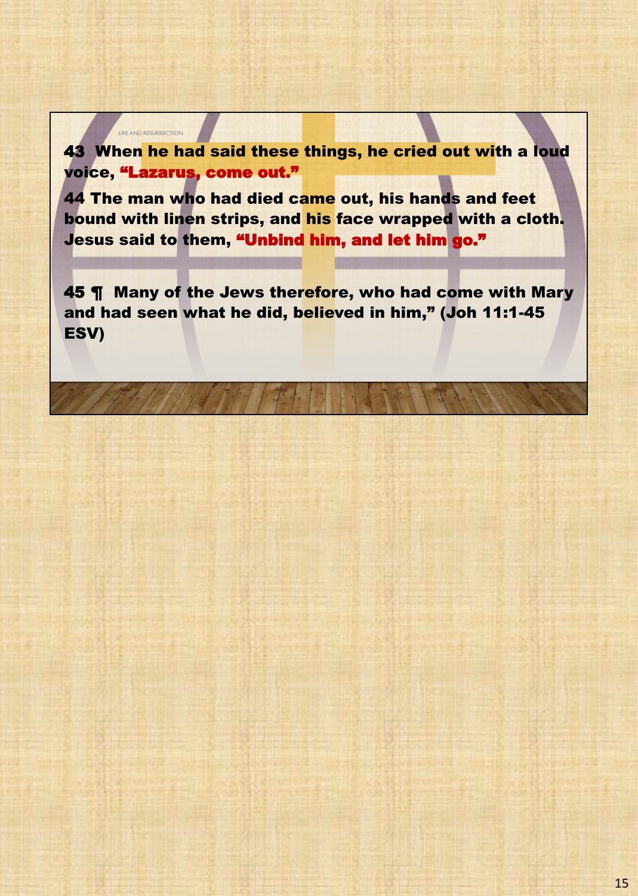LIFE AND RESURRECTION

**43 When he had said these things, he cried out with a loud voice, "Lazarus, come out."**

**44 The man who had died came out, his hands and feet bound with linen strips, and his face wrapped with a cloth. Jesus said to them, "Unbind him, and let him go."**

**45 ¶ Many of the Jews therefore, who had come with Mary and had seen what he did, believed in him," (Joh 11:1-45 ESV)**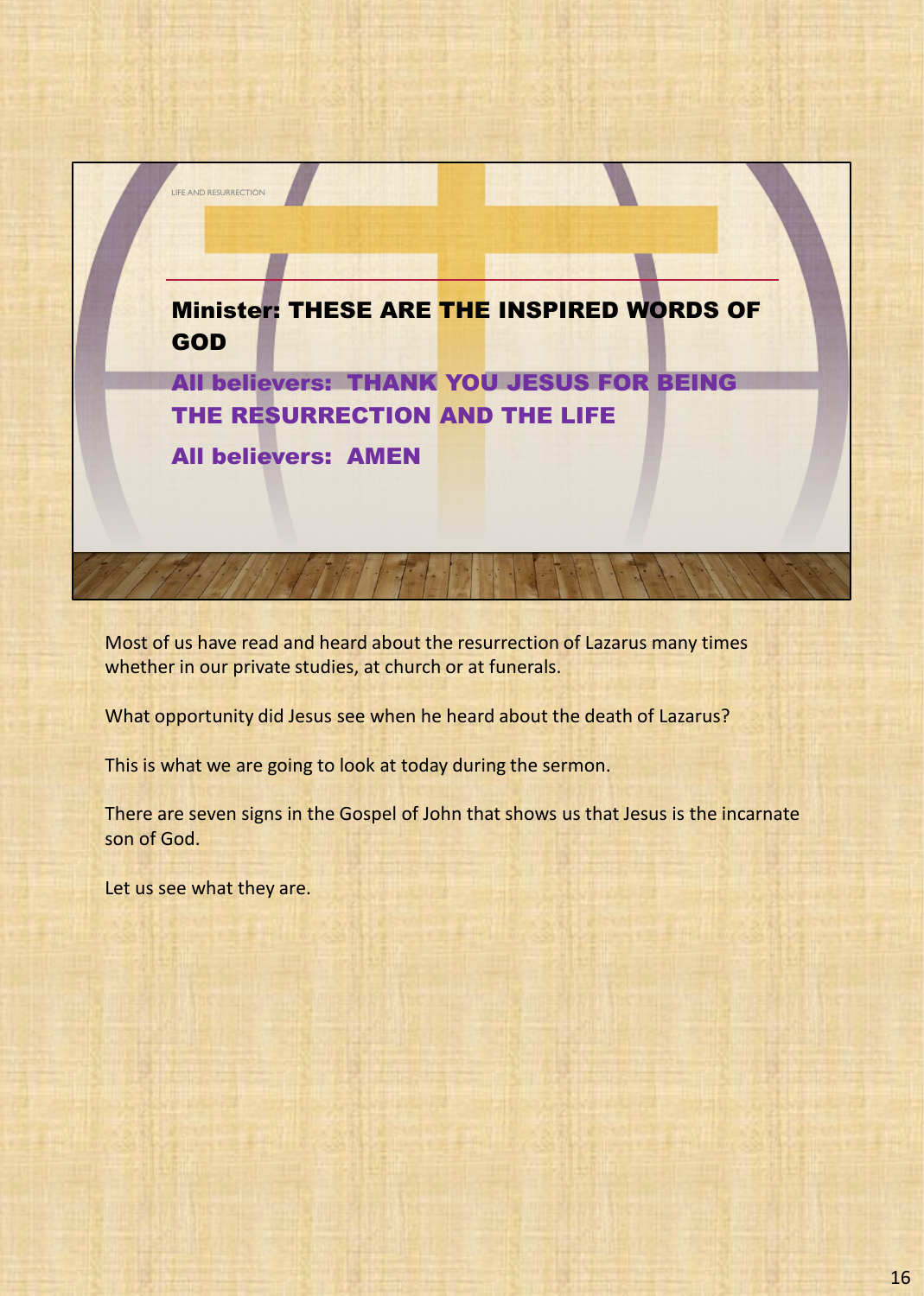LIFE AND RESURRECTION

**Minister: THESE ARE THE INSPIRED WORDS OF GOD**

**All believers: THANK YOU JESUS FOR BEING THE RESURRECTION AND THE LIFE**

**All believers: AMEN**

Most of us have read and heard about the resurrection of Lazarus many times whether in our private studies, at church or at funerals.

What opportunity did Jesus see when he heard about the death of Lazarus?

This is what we are going to look at today during the sermon.

There are seven signs in the Gospel of John that shows us that Jesus is the incarnate son of God.

Let us see what they are.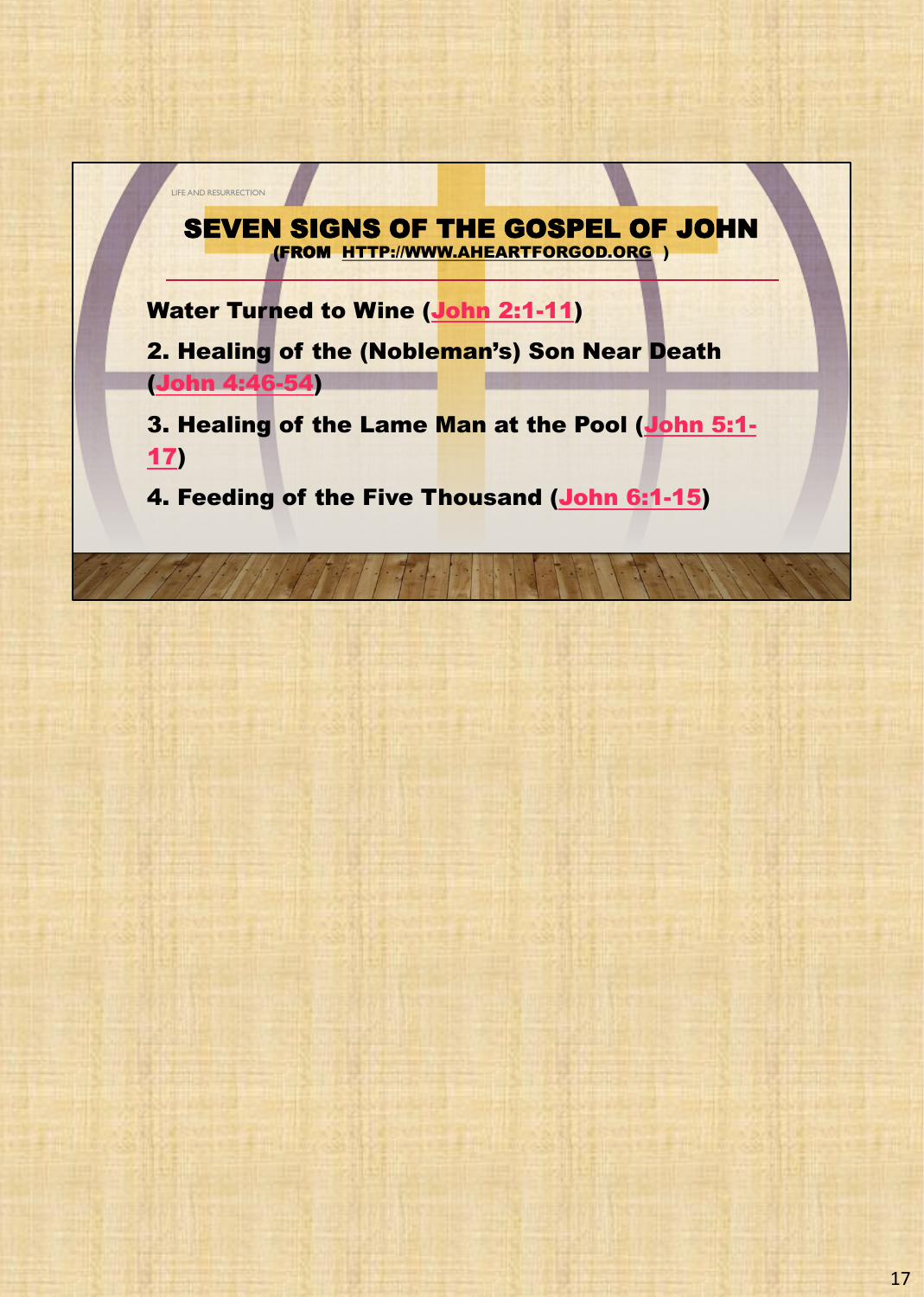LIFE AND RESURRECTION

## SEVEN SIGNS OF THE GOSPEL OF JOHN

(FROM HTTP://WWW.AHEARTFORGOD.ORG )

**Water Turned to Wine (John 2:1-11)**

**2. Healing of the (Nobleman's) Son Near Death (John 4:46-54)**

**3. Healing of the Lame Man at the Pool (John 5:1-17)**

**4. Feeding of the Five Thousand (John 6:1-15)**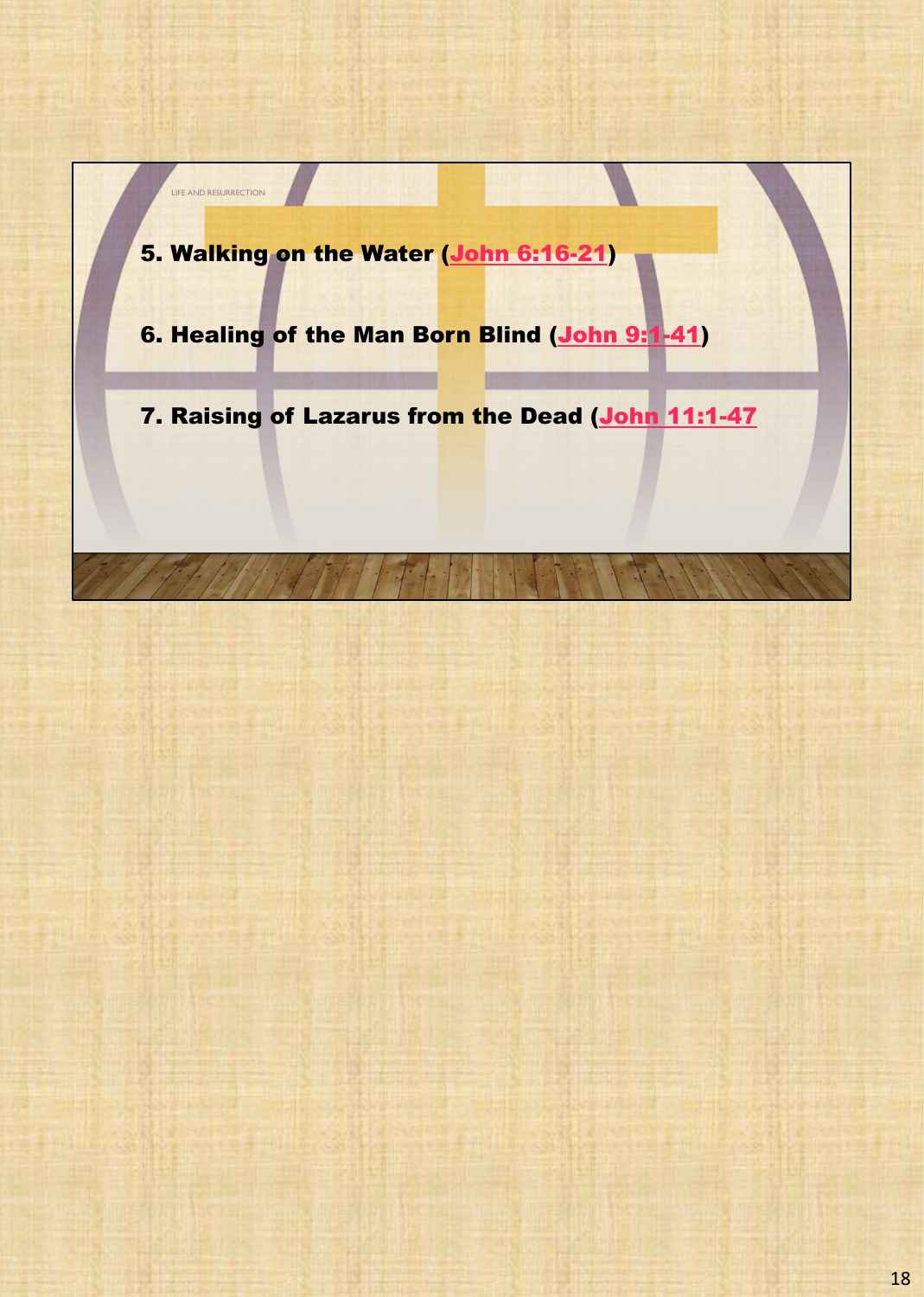LIFE AND RESURRECTION

**5. Walking on the Water (John 6:16-21)**

**6. Healing of the Man Born Blind (John 9:1-41)**

**7. Raising of Lazarus from the Dead (John 11:1-47**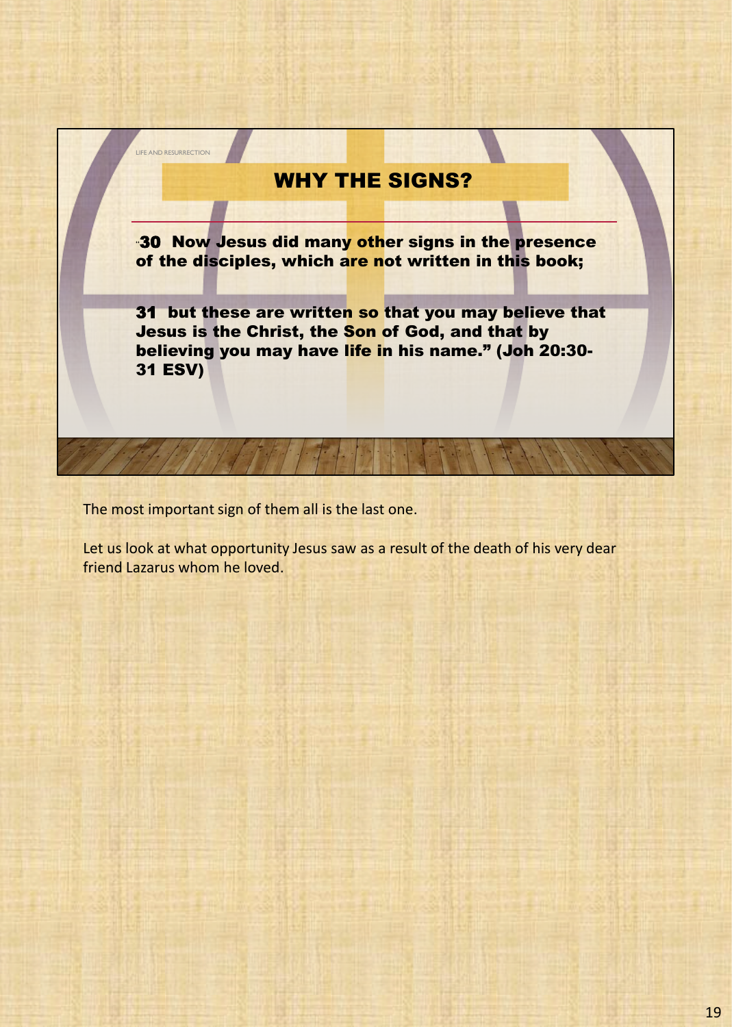LIFE AND RESURRECTION

## WHY THE SIGNS?

"30 Now Jesus did many other signs in the presence of the disciples, which are not written in this book;

31 but these are written so that you may believe that Jesus is the Christ, the Son of God, and that by believing you may have life in his name." (Joh 20:30-31 ESV)

The most important sign of them all is the last one.

Let us look at what opportunity Jesus saw as a result of the death of his very dear friend Lazarus whom he loved.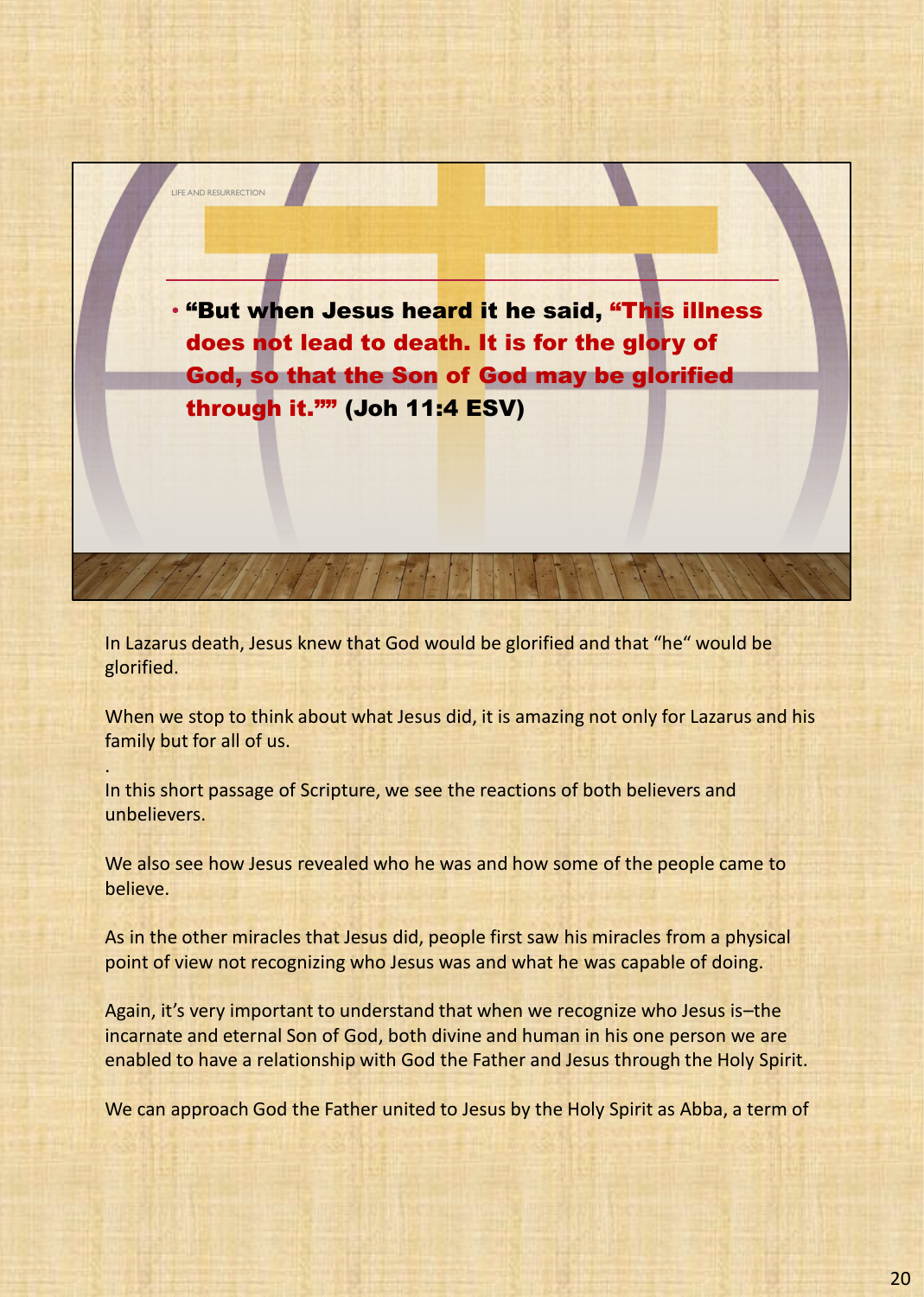LIFE AND RESURRECTION

- **"But when Jesus heard it he said, "This illness does not lead to death. It is for the glory of God, so that the Son of God may be glorified through it."" (Joh 11:4 ESV)**

In Lazarus death, Jesus knew that God would be glorified and that "he" would be glorified.

When we stop to think about what Jesus did, it is amazing not only for Lazarus and his family but for all of us.

.

In this short passage of Scripture, we see the reactions of both believers and unbelievers.

We also see how Jesus revealed who he was and how some of the people came to believe.

As in the other miracles that Jesus did, people first saw his miracles from a physical point of view not recognizing who Jesus was and what he was capable of doing.

Again, it's very important to understand that when we recognize who Jesus is–the incarnate and eternal Son of God, both divine and human in his one person we are enabled to have a relationship with God the Father and Jesus through the Holy Spirit.

We can approach God the Father united to Jesus by the Holy Spirit as Abba, a term of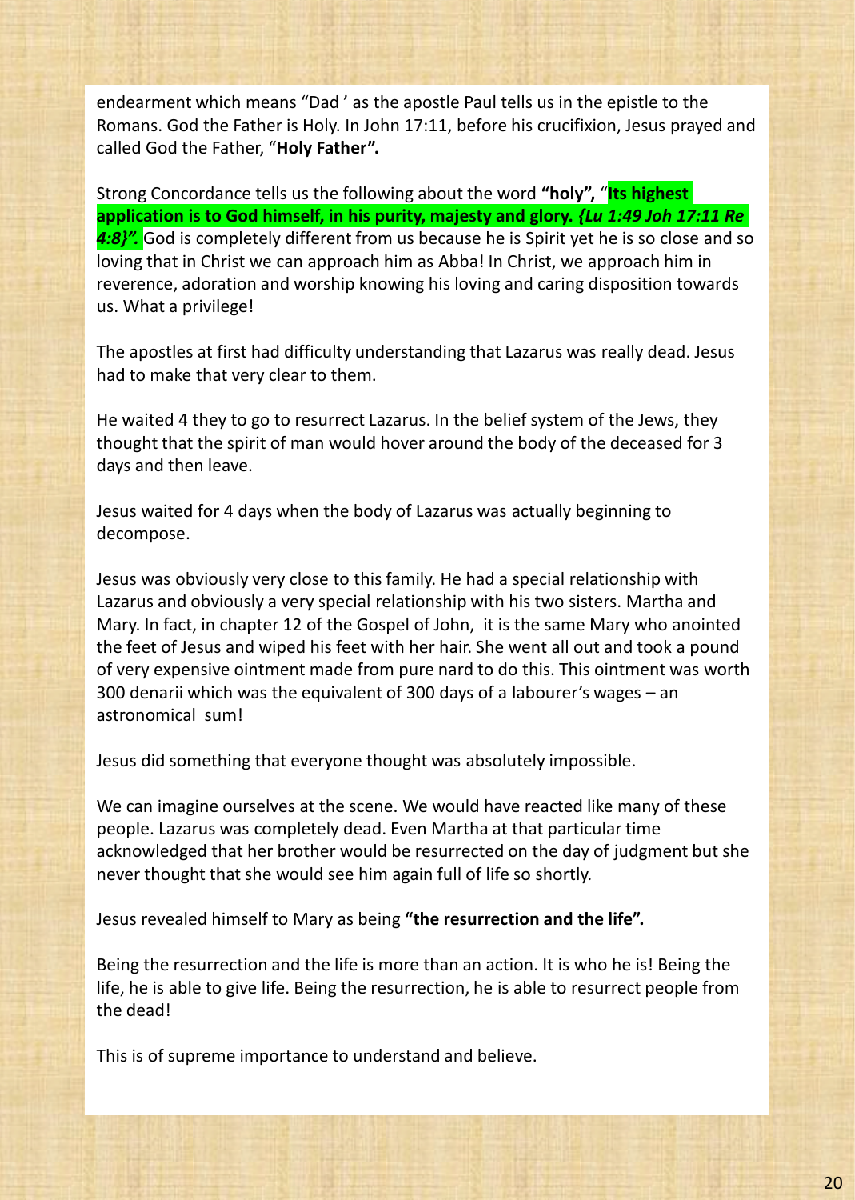endearment which means “Dad ’ as the apostle Paul tells us in the epistle to the Romans. God the Father is Holy. In John 17:11, before his crucifixion, Jesus prayed and called God the Father, “**Holy Father”.**

Strong Concordance tells us the following about the word **“holy”,** “**Its highest application is to God himself, in his purity, majesty and glory.** ***{Lu 1:49 Joh 17:11 Re 4:8}”.*** God is completely different from us because he is Spirit yet he is so close and so loving that in Christ we can approach him as Abba! In Christ, we approach him in reverence, adoration and worship knowing his loving and caring disposition towards us. What a privilege!

The apostles at first had difficulty understanding that Lazarus was really dead. Jesus had to make that very clear to them.

He waited 4 they to go to resurrect Lazarus. In the belief system of the Jews, they thought that the spirit of man would hover around the body of the deceased for 3 days and then leave.

Jesus waited for 4 days when the body of Lazarus was actually beginning to decompose.

Jesus was obviously very close to this family. He had a special relationship with Lazarus and obviously a very special relationship with his two sisters. Martha and Mary. In fact, in chapter 12 of the Gospel of John, it is the same Mary who anointed the feet of Jesus and wiped his feet with her hair. She went all out and took a pound of very expensive ointment made from pure nard to do this. This ointment was worth 300 denarii which was the equivalent of 300 days of a labourer’s wages – an astronomical sum!

Jesus did something that everyone thought was absolutely impossible.

We can imagine ourselves at the scene. We would have reacted like many of these people. Lazarus was completely dead. Even Martha at that particular time acknowledged that her brother would be resurrected on the day of judgment but she never thought that she would see him again full of life so shortly.

Jesus revealed himself to Mary as being **“the resurrection and the life”.**

Being the resurrection and the life is more than an action. It is who he is! Being the life, he is able to give life. Being the resurrection, he is able to resurrect people from the dead!

This is of supreme importance to understand and believe.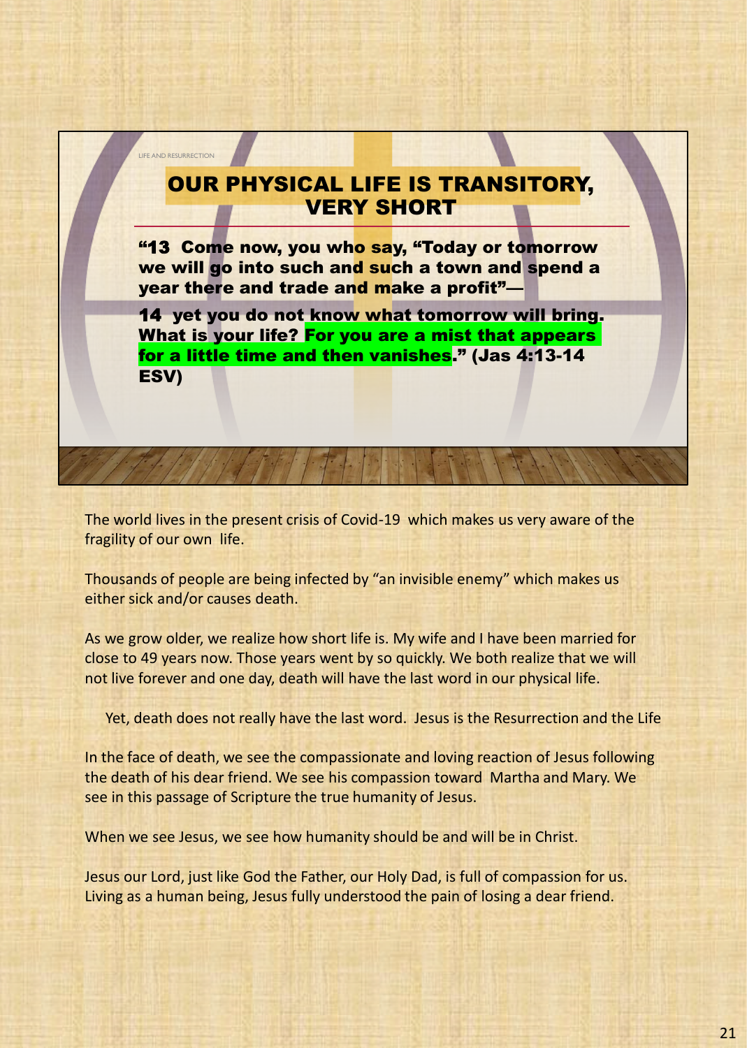LIFE AND RESURRECTION

## OUR PHYSICAL LIFE IS TRANSITORY, VERY SHORT

**"13 Come now, you who say, "Today or tomorrow we will go into such and such a town and spend a year there and trade and make a profit"—**

**14 yet you do not know what tomorrow will bring. What is your life? For you are a mist that appears for a little time and then vanishes." (Jas 4:13-14 ESV)**

The world lives in the present crisis of Covid-19 which makes us very aware of the fragility of our own life.

Thousands of people are being infected by "an invisible enemy" which makes us either sick and/or causes death.

As we grow older, we realize how short life is. My wife and I have been married for close to 49 years now. Those years went by so quickly. We both realize that we will not live forever and one day, death will have the last word in our physical life.

Yet, death does not really have the last word. Jesus is the Resurrection and the Life

In the face of death, we see the compassionate and loving reaction of Jesus following the death of his dear friend. We see his compassion toward Martha and Mary. We see in this passage of Scripture the true humanity of Jesus.

When we see Jesus, we see how humanity should be and will be in Christ.

Jesus our Lord, just like God the Father, our Holy Dad, is full of compassion for us. Living as a human being, Jesus fully understood the pain of losing a dear friend.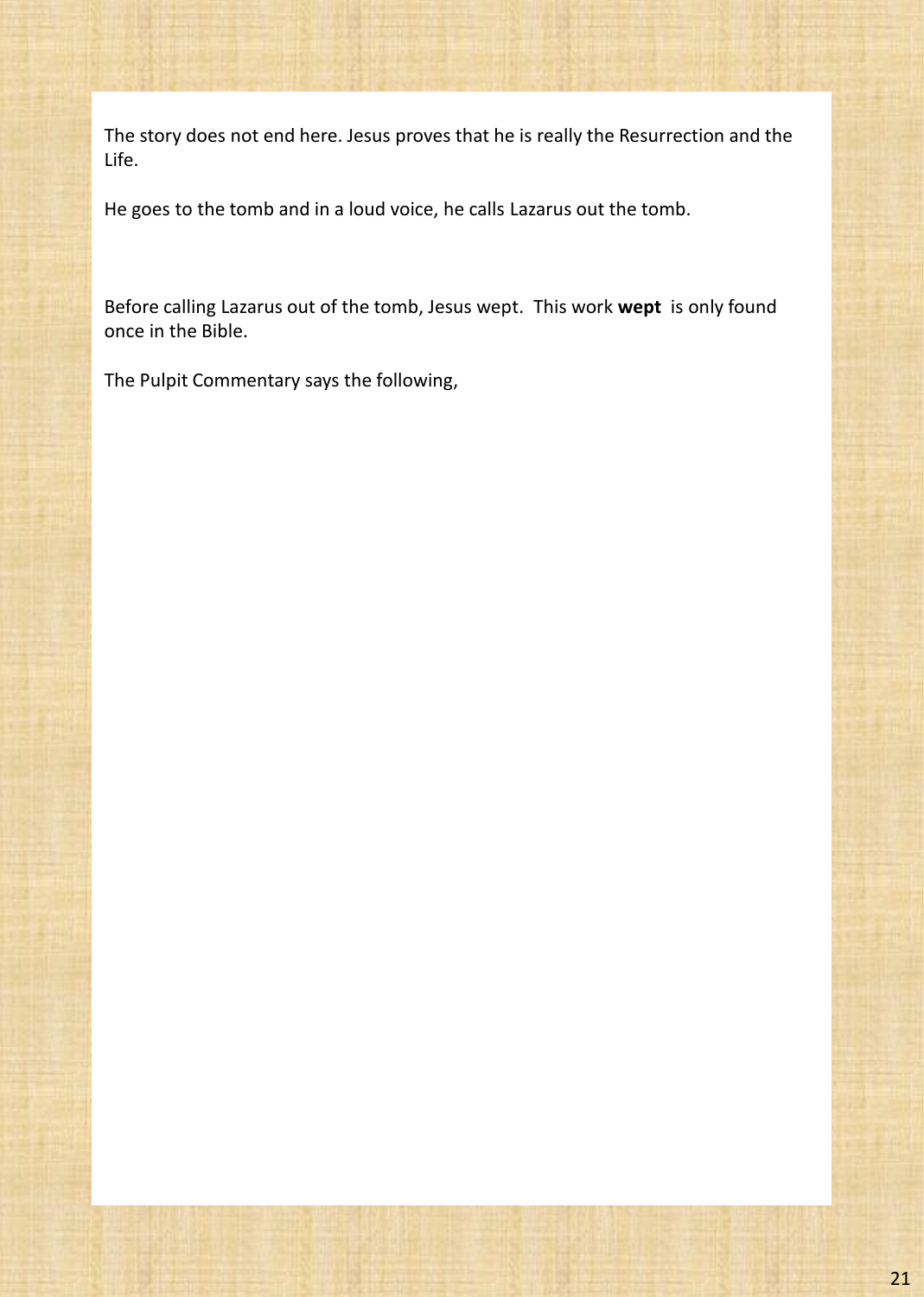The story does not end here. Jesus proves that he is really the Resurrection and the Life.

He goes to the tomb and in a loud voice, he calls Lazarus out the tomb.

Before calling Lazarus out of the tomb, Jesus wept.  This work **wept** is only found once in the Bible.

The Pulpit Commentary says the following,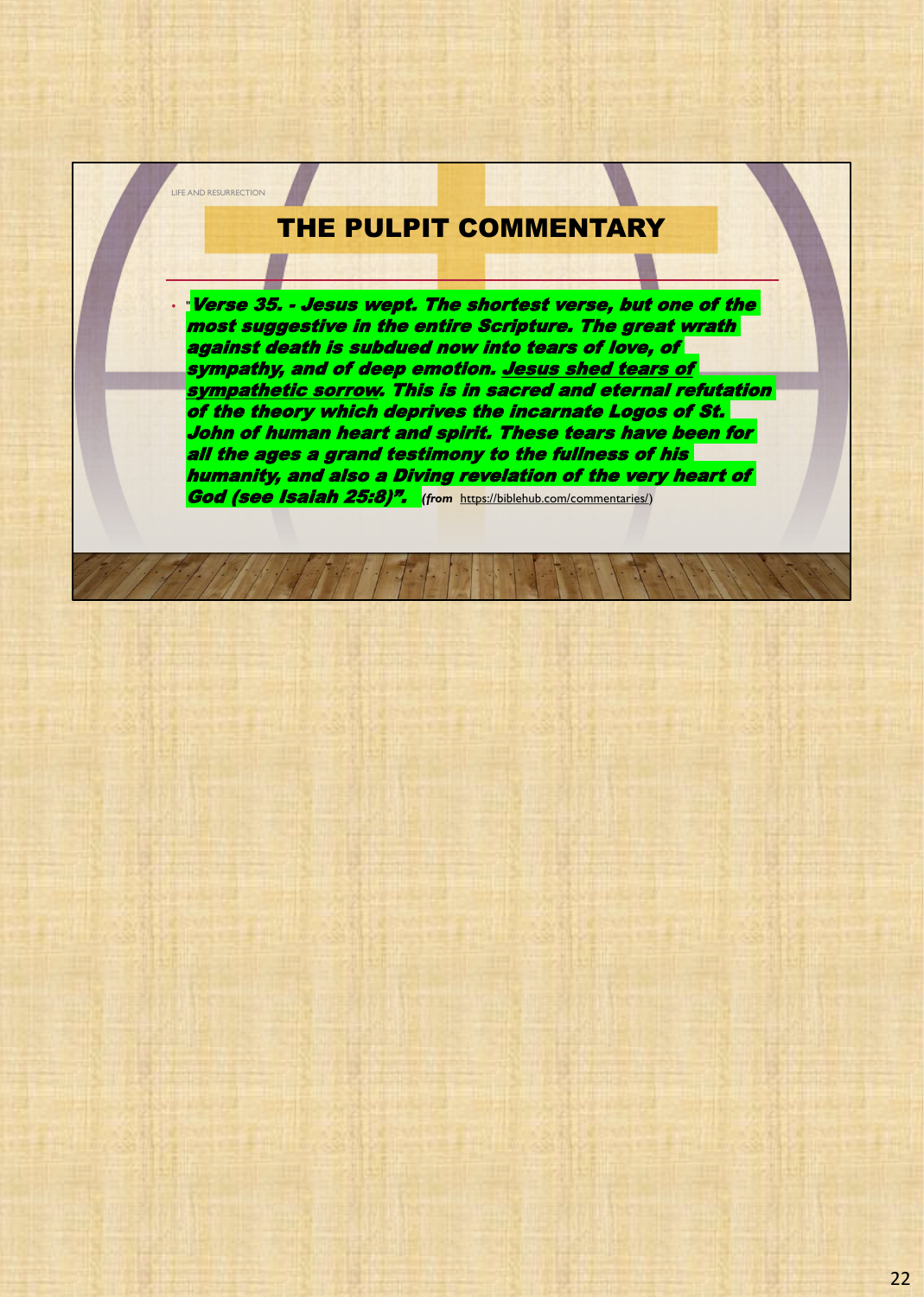# THE PULPIT COMMENTARY

- "***Verse 35. - Jesus wept. The shortest verse, but one of the most suggestive in the entire Scripture. The great wrath against death is subdued now into tears of love, of sympathy, and of deep emotion. <u>Jesus shed tears of sympathetic sorrow</u>. This is in sacred and eternal refutation of the theory which deprives the incarnate Logos of St. John of human heart and spirit. These tears have been for all the ages a grand testimony to the fullness of his humanity, and also a Diving revelation of the very heart of God (see Isaiah 25:8)".*** ***(from*** https://biblehub.com/commentaries/)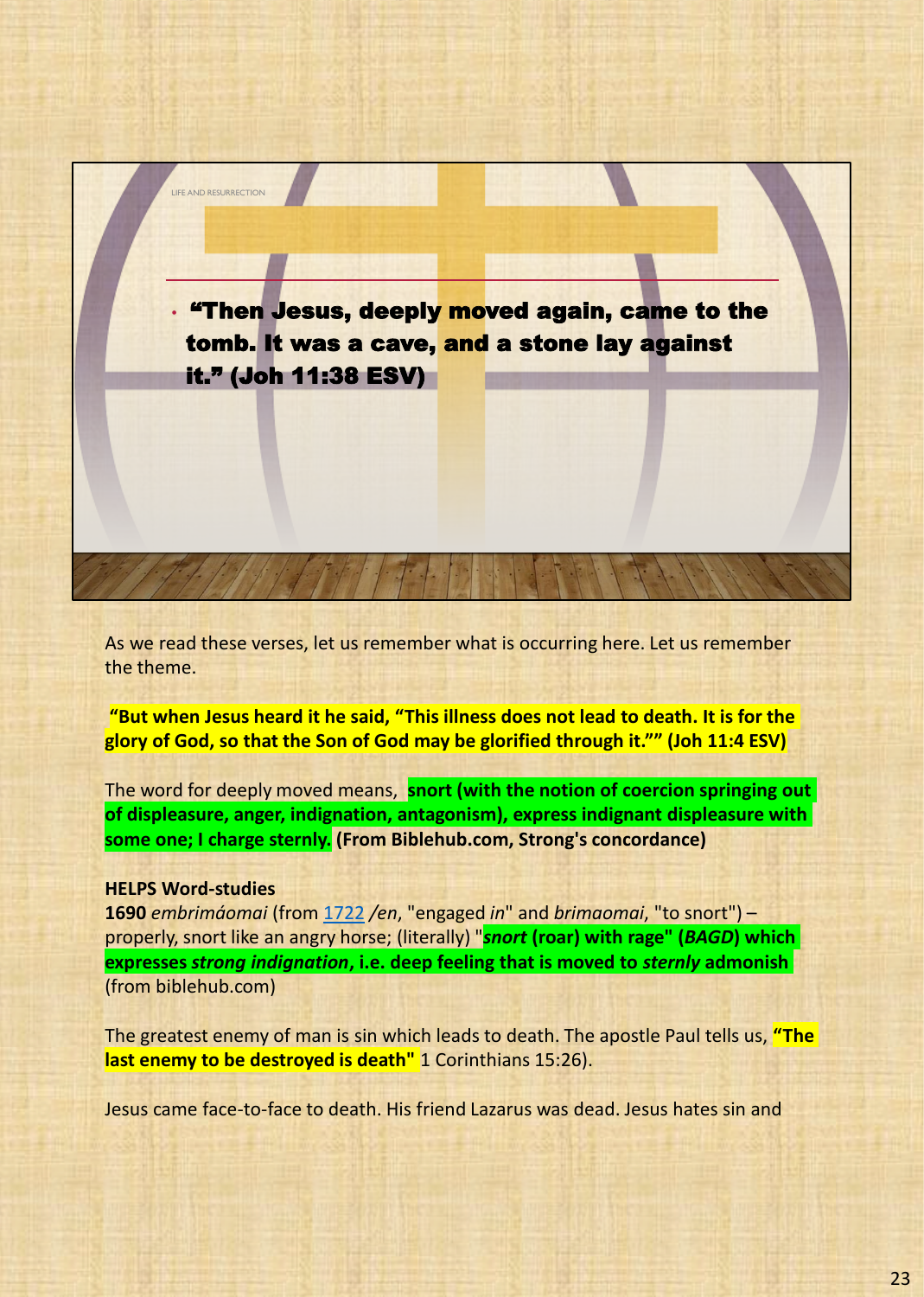LIFE AND RESURRECTION

- **"Then Jesus, deeply moved again, came to the tomb. It was a cave, and a stone lay against it." (Joh 11:38 ESV)**

As we read these verses, let us remember what is occurring here. Let us remember the theme.

**"But when Jesus heard it he said, "This illness does not lead to death. It is for the glory of God, so that the Son of God may be glorified through it."" (Joh 11:4 ESV)**

The word for deeply moved means, **snort (with the notion of coercion springing out of displeasure, anger, indignation, antagonism), express indignant displeasure with some one; I charge sternly. (From Biblehub.com, Strong's concordance)**

**HELPS Word-studies**
**1690** *embrimáomai* (from 1722 */en*, "engaged *in*" and *brimaomai*, "to snort") – properly, snort like an angry horse; (literally) "***snort*** **(roar) with rage" (*BAGD*) which expresses *strong indignation*, i.e. deep feeling that is moved to *sternly* admonish** (from biblehub.com)

The greatest enemy of man is sin which leads to death. The apostle Paul tells us, **"The last enemy to be destroyed is death"** 1 Corinthians 15:26).

Jesus came face-to-face to death. His friend Lazarus was dead. Jesus hates sin and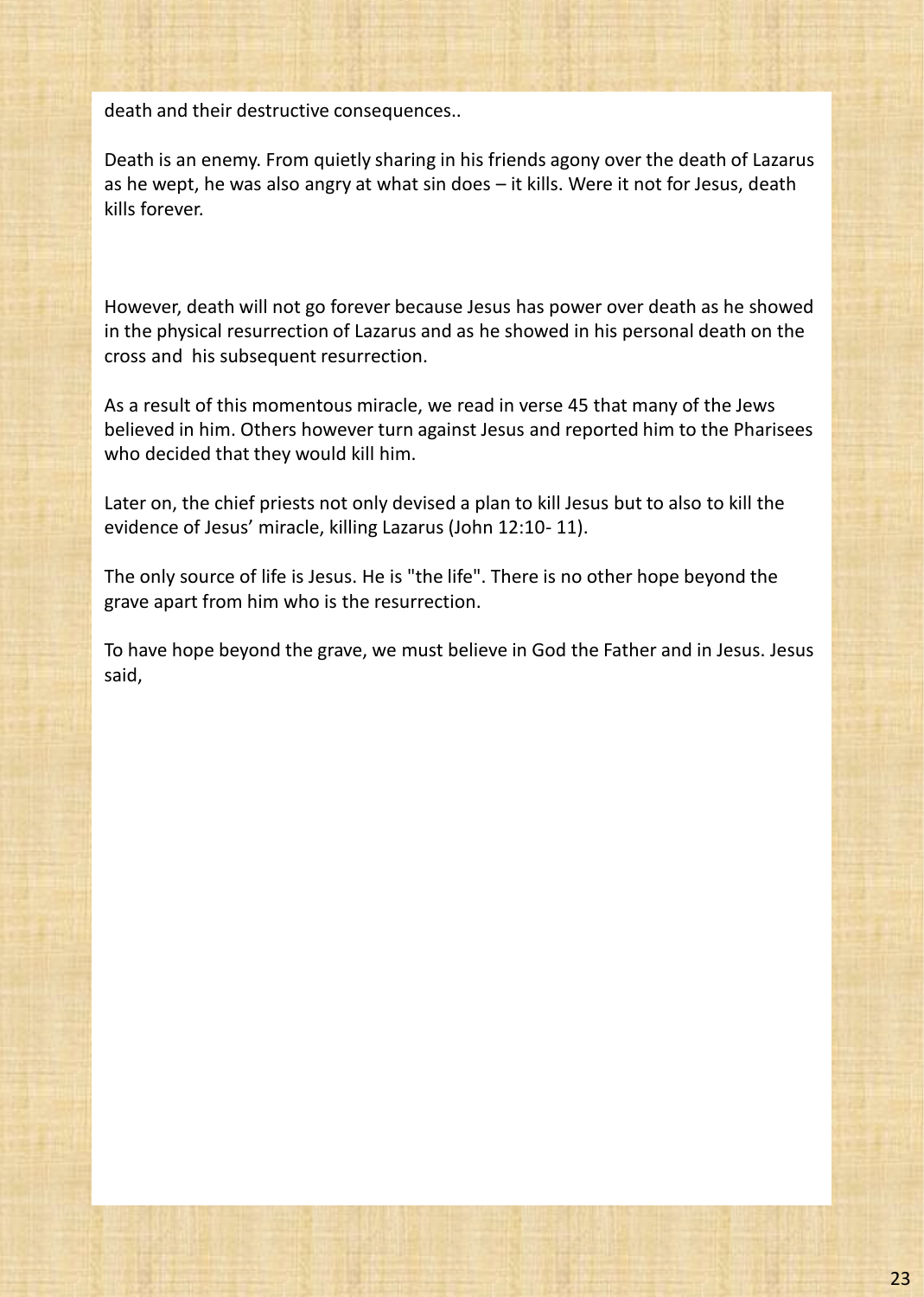death and their destructive consequences..

Death is an enemy. From quietly sharing in his friends agony over the death of Lazarus as he wept, he was also angry at what sin does – it kills. Were it not for Jesus, death kills forever.

However, death will not go forever because Jesus has power over death as he showed in the physical resurrection of Lazarus and as he showed in his personal death on the cross and his subsequent resurrection.

As a result of this momentous miracle, we read in verse 45 that many of the Jews believed in him. Others however turn against Jesus and reported him to the Pharisees who decided that they would kill him.

Later on, the chief priests not only devised a plan to kill Jesus but to also to kill the evidence of Jesus' miracle, killing Lazarus (John 12:10- 11).

The only source of life is Jesus. He is "the life". There is no other hope beyond the grave apart from him who is the resurrection.

To have hope beyond the grave, we must believe in God the Father and in Jesus. Jesus said,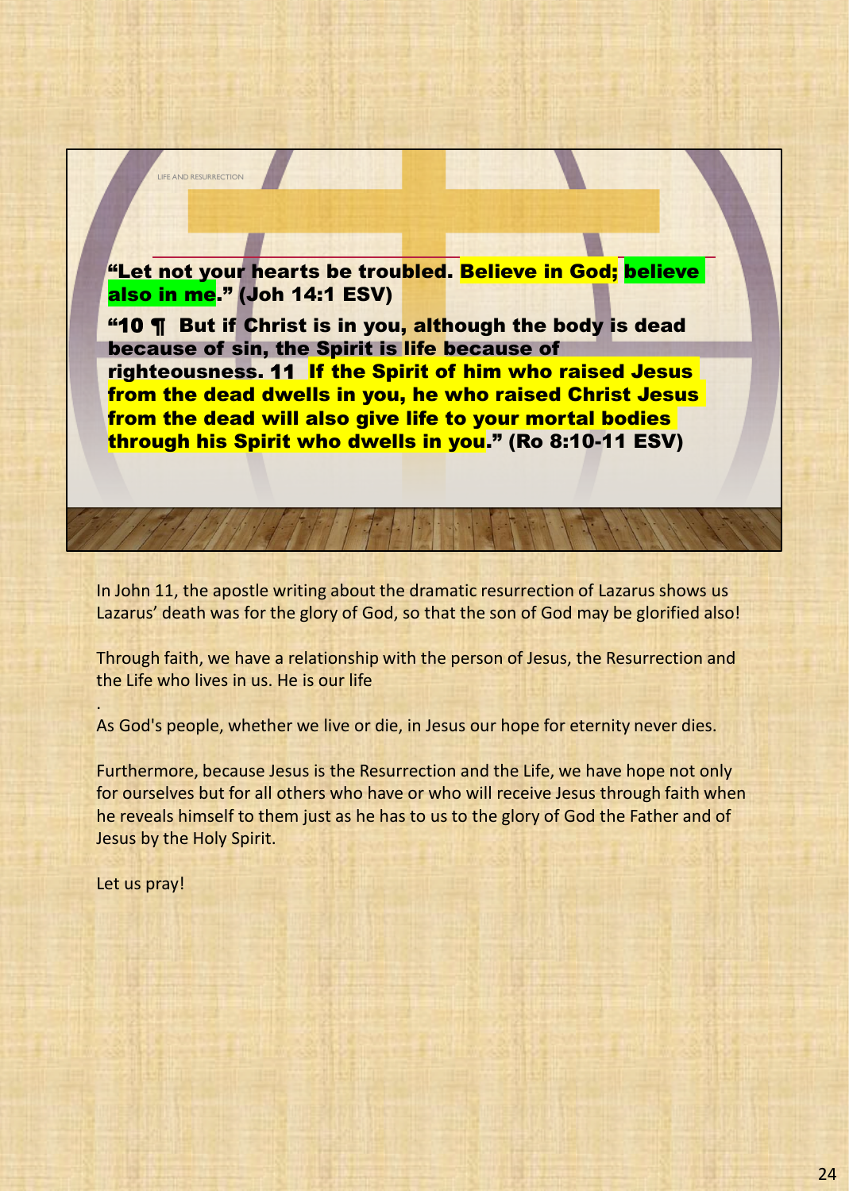LIFE AND RESURRECTION

**"Let not your hearts be troubled. Believe in God; believe also in me." (Joh 14:1 ESV)**

**"10 ¶ But if Christ is in you, although the body is dead because of sin, the Spirit is life because of righteousness. 11 If the Spirit of him who raised Jesus from the dead dwells in you, he who raised Christ Jesus from the dead will also give life to your mortal bodies through his Spirit who dwells in you." (Ro 8:10-11 ESV)**

In John 11, the apostle writing about the dramatic resurrection of Lazarus shows us Lazarus' death was for the glory of God, so that the son of God may be glorified also!

Through faith, we have a relationship with the person of Jesus, the Resurrection and the Life who lives in us. He is our life

.

As God's people, whether we live or die, in Jesus our hope for eternity never dies.

Furthermore, because Jesus is the Resurrection and the Life, we have hope not only for ourselves but for all others who have or who will receive Jesus through faith when he reveals himself to them just as he has to us to the glory of God the Father and of Jesus by the Holy Spirit.

Let us pray!